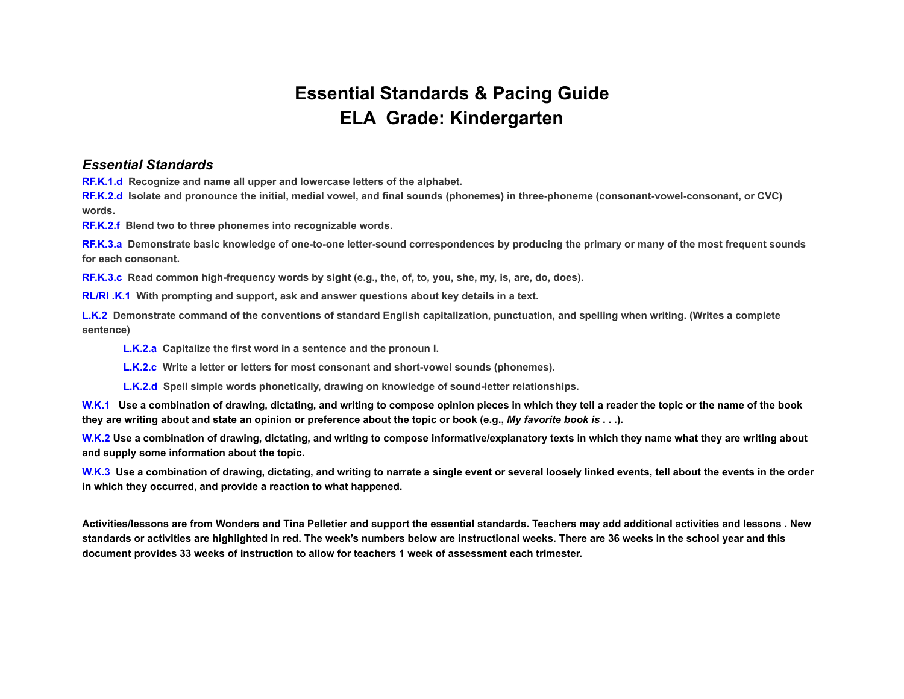# Essential Standards & Pacing Guide
# ELA Grade: Kindergarten

## *Essential Standards*

**RF.K.1.d** **Recognize and name all upper and lowercase letters of the alphabet.**

**RF.K.2.d** **Isolate and pronounce the initial, medial vowel, and final sounds (phonemes) in three-phoneme (consonant-vowel-consonant, or CVC) words.**

**RF.K.2.f** **Blend two to three phonemes into recognizable words.**

**RF.K.3.a** **Demonstrate basic knowledge of one-to-one letter-sound correspondences by producing the primary or many of the most frequent sounds for each consonant.**

**RF.K.3.c** **Read common high-frequency words by sight (e.g., the, of, to, you, she, my, is, are, do, does).**

**RL/RI .K.1** **With prompting and support, ask and answer questions about key details in a text.**

**L.K.2** **Demonstrate command of the conventions of standard English capitalization, punctuation, and spelling when writing. (Writes a complete sentence)**

- **L.K.2.a** **Capitalize the first word in a sentence and the pronoun I.**
- **L.K.2.c** **Write a letter or letters for most consonant and short-vowel sounds (phonemes).**
- **L.K.2.d** **Spell simple words phonetically, drawing on knowledge of sound-letter relationships.**

**W.K.1** **Use a combination of drawing, dictating, and writing to compose opinion pieces in which they tell a reader the topic or the name of the book they are writing about and state an opinion or preference about the topic or book (e.g., *My favorite book is* . . .).**

**W.K.2** **Use a combination of drawing, dictating, and writing to compose informative/explanatory texts in which they name what they are writing about and supply some information about the topic.**

**W.K.3** **Use a combination of drawing, dictating, and writing to narrate a single event or several loosely linked events, tell about the events in the order in which they occurred, and provide a reaction to what happened.**

**Activities/lessons are from Wonders and Tina Pelletier and support the essential standards. Teachers may add additional activities and lessons . New standards or activities are highlighted in red. The week's numbers below are instructional weeks. There are 36 weeks in the school year and this document provides 33 weeks of instruction to allow for teachers 1 week of assessment each trimester.**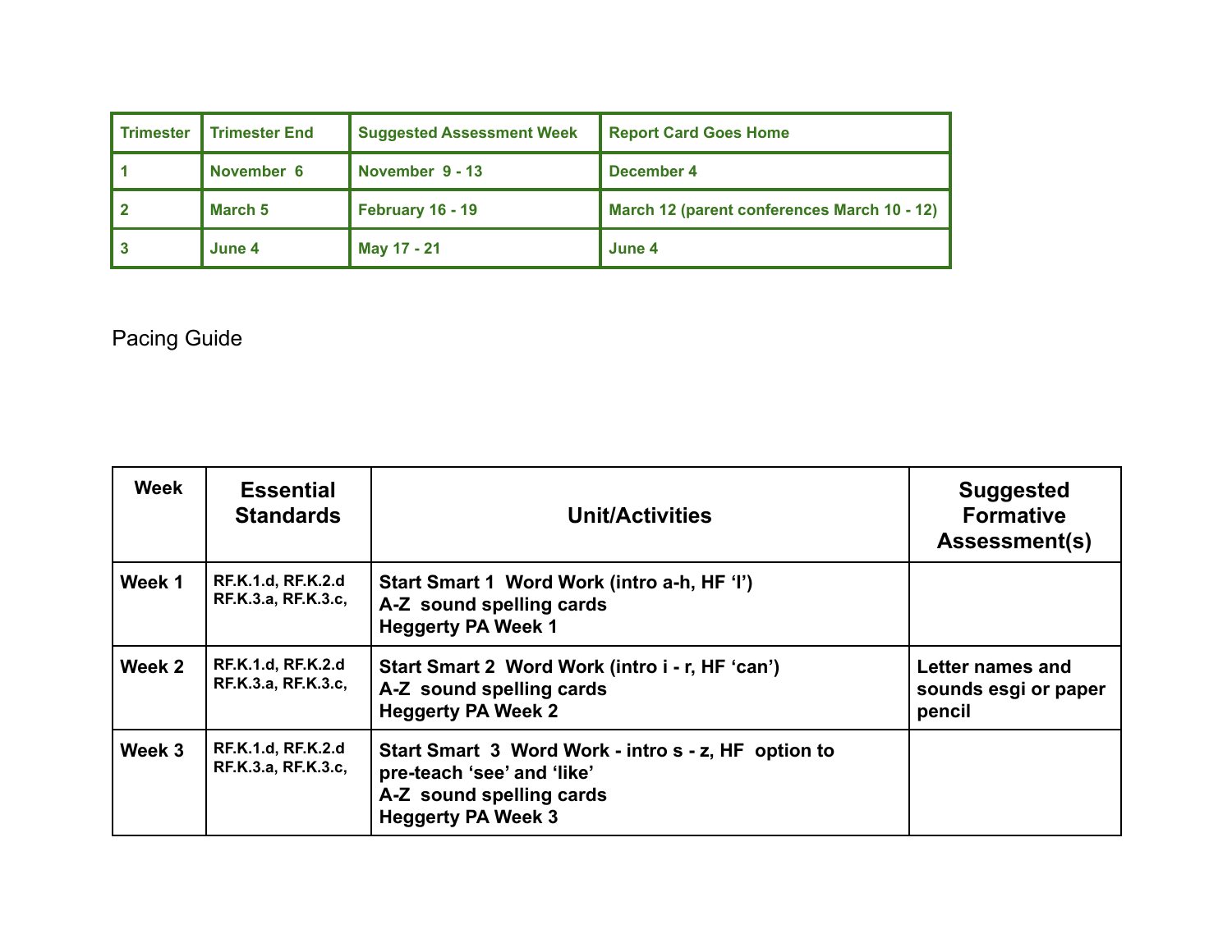| Trimester | Trimester End | Suggested Assessment Week | Report Card Goes Home |
|---|---|---|---|
| 1 | November 6 | November 9 - 13 | December 4 |
| 2 | March 5 | February 16 - 19 | March 12 (parent conferences March 10 - 12) |
| 3 | June 4 | May 17 - 21 | June 4 |

Pacing Guide

| Week | Essential Standards | Unit/Activities | Suggested Formative Assessment(s) |
|---|---|---|---|
| **Week 1** | **RF.K.1.d, RF.K.2.d RF.K.3.a, RF.K.3.c,** | **Start Smart 1 Word Work (intro a-h, HF 'I')**<br>**A-Z sound spelling cards**<br>**Heggerty PA Week 1** | |
| **Week 2** | **RF.K.1.d, RF.K.2.d RF.K.3.a, RF.K.3.c,** | **Start Smart 2 Word Work (intro i - r, HF 'can')**<br>**A-Z sound spelling cards**<br>**Heggerty PA Week 2** | **Letter names and sounds esgi or paper pencil** |
| **Week 3** | **RF.K.1.d, RF.K.2.d RF.K.3.a, RF.K.3.c,** | **Start Smart 3 Word Work - intro s - z, HF option to pre-teach 'see' and 'like'**<br>**A-Z sound spelling cards**<br>**Heggerty PA Week 3** | |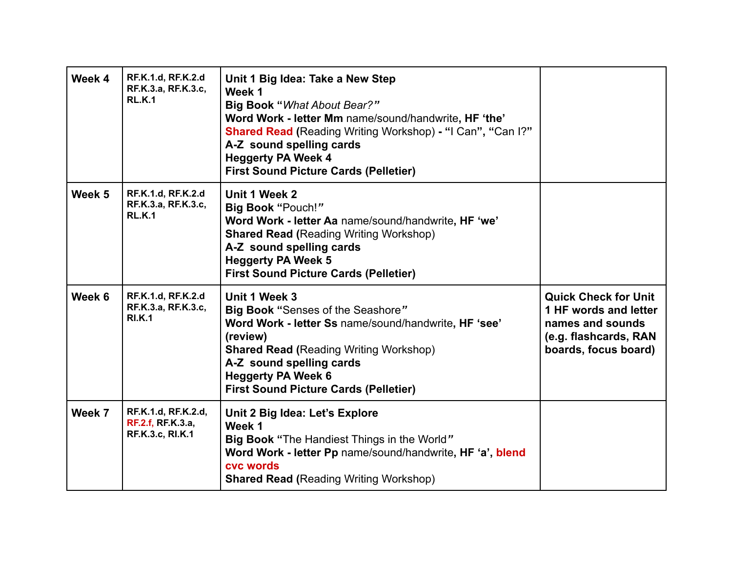| Week 4 | RF.K.1.d, RF.K.2.d RF.K.3.a, RF.K.3.c, RL.K.1 | **Unit 1 Big Idea: Take a New Step**<br>**Week 1**<br>**Big Book "***What About Bear?***"**<br>**Word Work - letter Mm** name/sound/handwrite**, HF 'the'**<br>**Shared Read** (Reading Writing Workshop) **- "**I Can**", "**Can I?**"**<br>**A-Z sound spelling cards**<br>**Heggerty PA Week 4**<br>**First Sound Picture Cards (Pelletier)** | |
|---|---|---|---|
| Week 5 | RF.K.1.d, RF.K.2.d RF.K.3.a, RF.K.3.c, RL.K.1 | **Unit 1 Week 2**<br>**Big Book "**Pouch!**"**<br>**Word Work - letter Aa** name/sound/handwrite**, HF 'we'**<br>**Shared Read (**Reading Writing Workshop)<br>**A-Z sound spelling cards**<br>**Heggerty PA Week 5**<br>**First Sound Picture Cards (Pelletier)** | |
| Week 6 | RF.K.1.d, RF.K.2.d RF.K.3.a, RF.K.3.c, RI.K.1 | **Unit 1 Week 3**<br>**Big Book "**Senses of the Seashore**"**<br>**Word Work - letter Ss** name/sound/handwrite**, HF 'see' (review)**<br>**Shared Read (**Reading Writing Workshop)<br>**A-Z sound spelling cards**<br>**Heggerty PA Week 6**<br>**First Sound Picture Cards (Pelletier)** | **Quick Check for Unit 1 HF words and letter names and sounds (e.g. flashcards, RAN boards, focus board)** |
| Week 7 | RF.K.1.d, RF.K.2.d, RF.2.f, RF.K.3.a, RF.K.3.c, RI.K.1 | **Unit 2 Big Idea: Let's Explore**<br>**Week 1**<br>**Big Book "**The Handiest Things in the World**"**<br>**Word Work - letter Pp** name/sound/handwrite**, HF 'a', blend cvc words**<br>**Shared Read (**Reading Writing Workshop) | |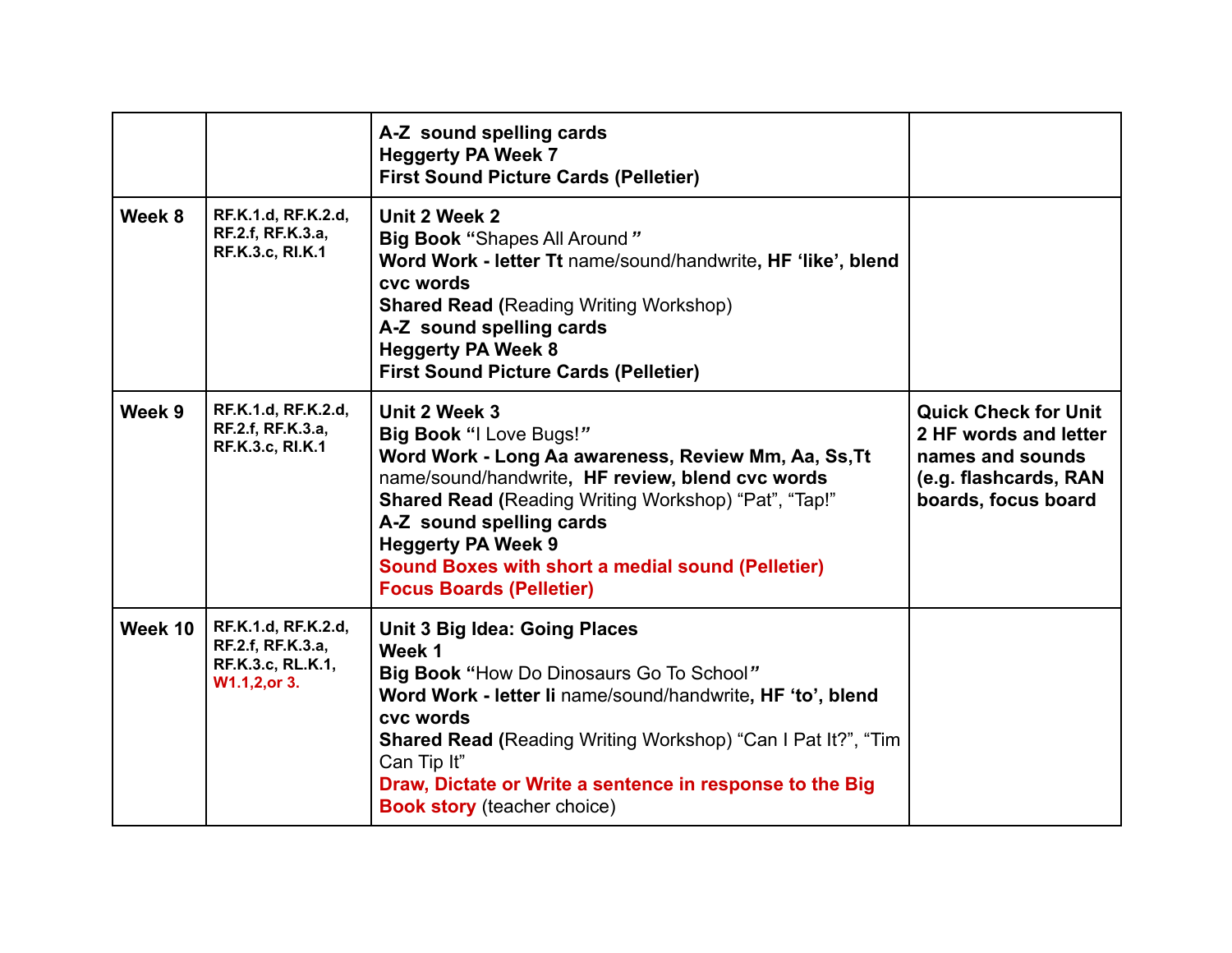| | | | |
|---|---|---|---|
| | | **A-Z sound spelling cards**<br>**Heggerty PA Week 7**<br>**First Sound Picture Cards (Pelletier)** | |
| **Week 8** | **RF.K.1.d, RF.K.2.d, RF.2.f, RF.K.3.a, RF.K.3.c, RI.K.1** | **Unit 2 Week 2**<br>**Big Book "**Shapes All Around**"**<br>**Word Work - letter Tt** name/sound/handwrite**, HF 'like', blend cvc words**<br>**Shared Read (**Reading Writing Workshop)<br>**A-Z sound spelling cards**<br>**Heggerty PA Week 8**<br>**First Sound Picture Cards (Pelletier)** | |
| **Week 9** | **RF.K.1.d, RF.K.2.d, RF.2.f, RF.K.3.a, RF.K.3.c, RI.K.1** | **Unit 2 Week 3**<br>**Big Book "**I Love Bugs!**"**<br>**Word Work - Long Aa awareness, Review Mm, Aa, Ss,Tt** name/sound/handwrite**, HF review, blend cvc words**<br>**Shared Read (**Reading Writing Workshop) "Pat", "Tap!"<br>**A-Z sound spelling cards**<br>**Heggerty PA Week 9**<br>**Sound Boxes with short a medial sound (Pelletier)**<br>**Focus Boards (Pelletier)** | **Quick Check for Unit 2 HF words and letter names and sounds (e.g. flashcards, RAN boards, focus board** |
| **Week 10** | **RF.K.1.d, RF.K.2.d, RF.2.f, RF.K.3.a, RF.K.3.c, RL.K.1, W1.1,2,or 3.** | **Unit 3 Big Idea: Going Places**<br>**Week 1**<br>**Big Book "**How Do Dinosaurs Go To School**"**<br>**Word Work - letter Ii** name/sound/handwrite**, HF 'to', blend cvc words**<br>**Shared Read (**Reading Writing Workshop) "Can I Pat It?", "Tim Can Tip It"<br>**Draw, Dictate or Write a sentence in response to the Big Book story** (teacher choice) | |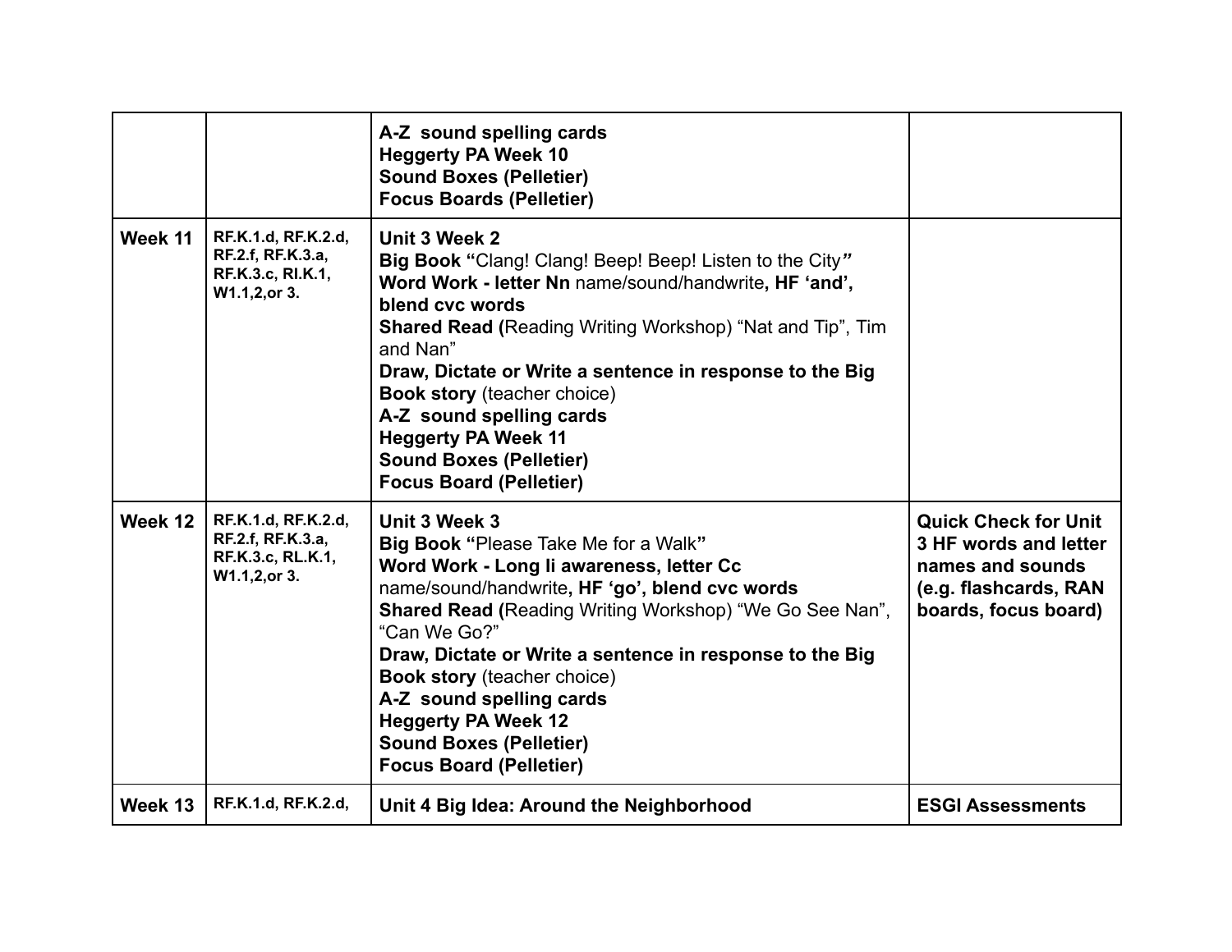| | | | |
|---|---|---|---|
| | | **A-Z sound spelling cards**<br>**Heggerty PA Week 10**<br>**Sound Boxes (Pelletier)**<br>**Focus Boards (Pelletier)** | |
| **Week 11** | **RF.K.1.d, RF.K.2.d, RF.2.f, RF.K.3.a, RF.K.3.c, RI.K.1, W1.1,2,or 3.** | **Unit 3 Week 2**<br>**Big Book "**Clang! Clang! Beep! Beep! Listen to the City***"***<br>**Word Work - letter Nn** name/sound/handwrite**, HF 'and', blend cvc words**<br>**Shared Read (**Reading Writing Workshop) "Nat and Tip", Tim and Nan"<br>**Draw, Dictate or Write a sentence in response to the Big Book story** (teacher choice)<br>**A-Z sound spelling cards**<br>**Heggerty PA Week 11**<br>**Sound Boxes (Pelletier)**<br>**Focus Board (Pelletier)** | |
| **Week 12** | **RF.K.1.d, RF.K.2.d, RF.2.f, RF.K.3.a, RF.K.3.c, RL.K.1, W1.1,2,or 3.** | **Unit 3 Week 3**<br>**Big Book "**Please Take Me for a Walk**"**<br>**Word Work - Long Ii awareness, letter Cc** name/sound/handwrite**, HF 'go', blend cvc words**<br>**Shared Read (**Reading Writing Workshop) "We Go See Nan", "Can We Go?"<br>**Draw, Dictate or Write a sentence in response to the Big Book story** (teacher choice)<br>**A-Z sound spelling cards**<br>**Heggerty PA Week 12**<br>**Sound Boxes (Pelletier)**<br>**Focus Board (Pelletier)** | **Quick Check for Unit 3 HF words and letter names and sounds (e.g. flashcards, RAN boards, focus board)** |
| **Week 13** | **RF.K.1.d, RF.K.2.d,** | **Unit 4 Big Idea: Around the Neighborhood** | **ESGI Assessments** |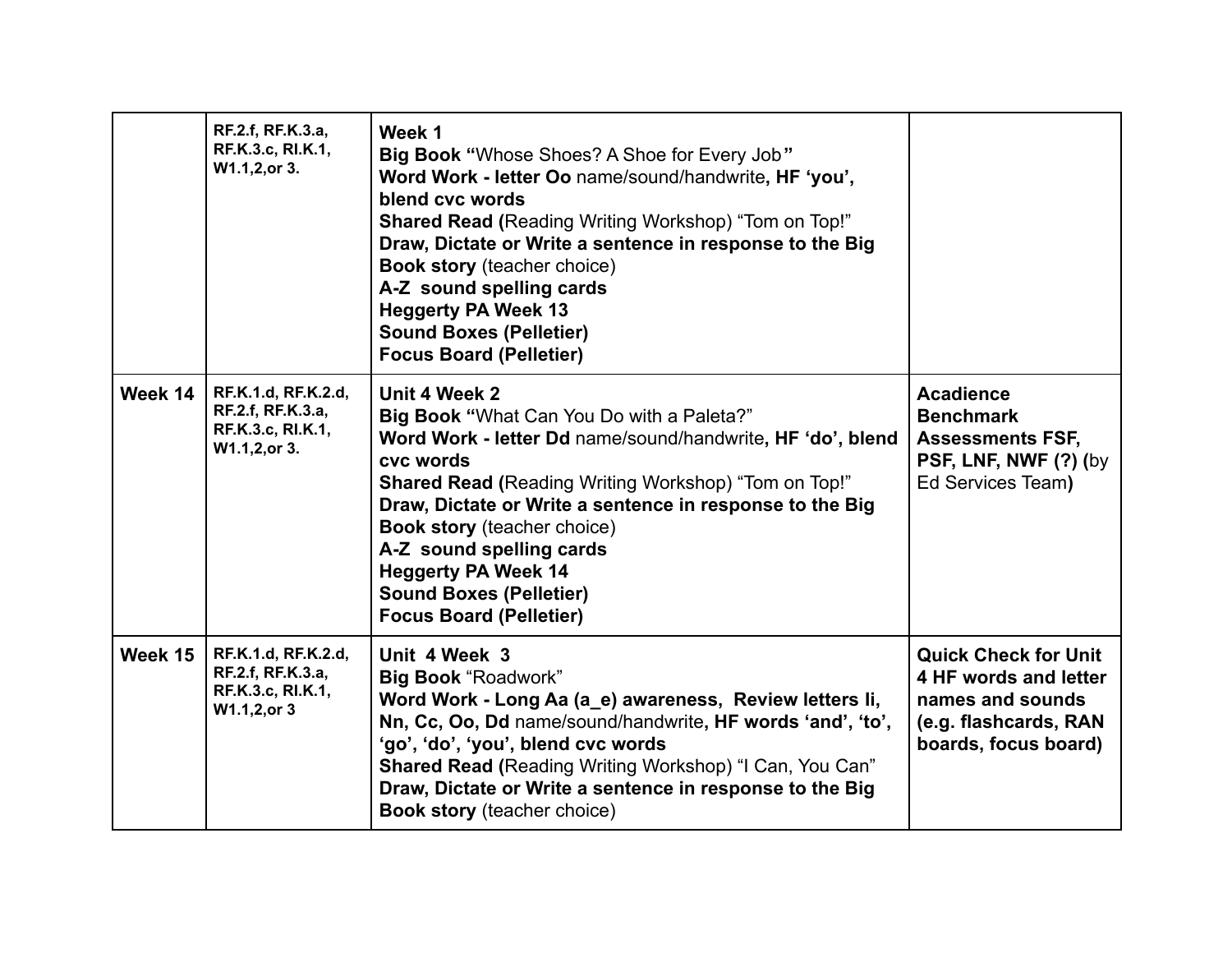| | | | |
|---|---|---|---|
| | RF.2.f, RF.K.3.a, RF.K.3.c, RI.K.1, W1.1,2,or 3. | **Week 1**<br>**Big Book "**Whose Shoes? A Shoe for Every Job**"**<br>**Word Work - letter Oo** name/sound/handwrite**, HF 'you', blend cvc words**<br>**Shared Read (**Reading Writing Workshop) "Tom on Top!"<br>**Draw, Dictate or Write a sentence in response to the Big Book story** (teacher choice)<br>**A-Z sound spelling cards**<br>**Heggerty PA Week 13**<br>**Sound Boxes (Pelletier)**<br>**Focus Board (Pelletier)** | |
| **Week 14** | RF.K.1.d, RF.K.2.d, RF.2.f, RF.K.3.a, RF.K.3.c, RI.K.1, W1.1,2,or 3. | **Unit 4 Week 2**<br>**Big Book "**What Can You Do with a Paleta?"<br>**Word Work - letter Dd** name/sound/handwrite**, HF 'do', blend cvc words**<br>**Shared Read (**Reading Writing Workshop) "Tom on Top!"<br>**Draw, Dictate or Write a sentence in response to the Big Book story** (teacher choice)<br>**A-Z sound spelling cards**<br>**Heggerty PA Week 14**<br>**Sound Boxes (Pelletier)**<br>**Focus Board (Pelletier)** | **Acadience Benchmark Assessments FSF, PSF, LNF, NWF (?) (**by Ed Services Team**)** |
| **Week 15** | RF.K.1.d, RF.K.2.d, RF.2.f, RF.K.3.a, RF.K.3.c, RI.K.1, W1.1,2,or 3 | **Unit 4 Week 3**<br>**Big Book** "Roadwork"<br>**Word Work - Long Aa (a_e) awareness, Review letters Ii, Nn, Cc, Oo, Dd** name/sound/handwrite**, HF words 'and', 'to', 'go', 'do', 'you', blend cvc words**<br>**Shared Read (**Reading Writing Workshop) "I Can, You Can"<br>**Draw, Dictate or Write a sentence in response to the Big Book story** (teacher choice) | **Quick Check for Unit 4 HF words and letter names and sounds (e.g. flashcards, RAN boards, focus board)** |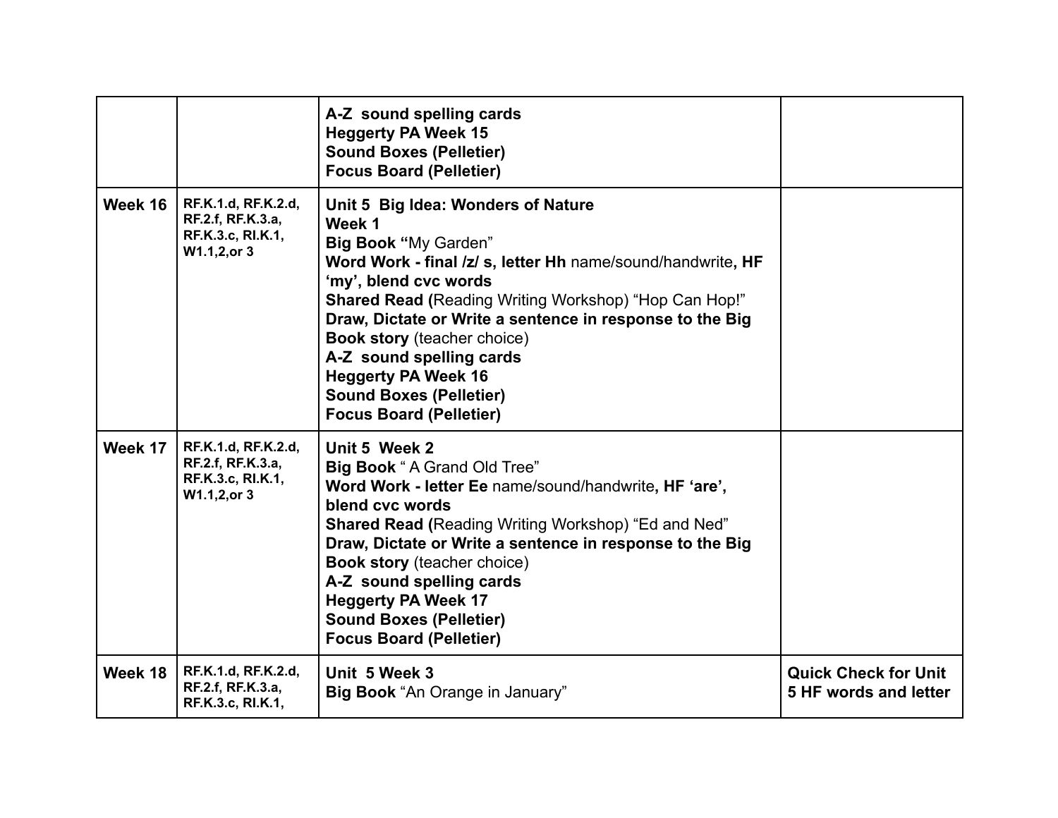| | | | |
|---|---|---|---|
| | | **A-Z sound spelling cards**<br>**Heggerty PA Week 15**<br>**Sound Boxes (Pelletier)**<br>**Focus Board (Pelletier)** | |
| **Week 16** | **RF.K.1.d, RF.K.2.d, RF.2.f, RF.K.3.a, RF.K.3.c, RI.K.1, W1.1,2,or 3** | **Unit 5 Big Idea: Wonders of Nature**<br>**Week 1**<br>**Big Book "**My Garden"<br>**Word Work - final /z/ s, letter Hh** name/sound/handwrite**, HF 'my', blend cvc words**<br>**Shared Read (**Reading Writing Workshop) "Hop Can Hop!"<br>**Draw, Dictate or Write a sentence in response to the Big Book story** (teacher choice)<br>**A-Z sound spelling cards**<br>**Heggerty PA Week 16**<br>**Sound Boxes (Pelletier)**<br>**Focus Board (Pelletier)** | |
| **Week 17** | **RF.K.1.d, RF.K.2.d, RF.2.f, RF.K.3.a, RF.K.3.c, RI.K.1, W1.1,2,or 3** | **Unit 5 Week 2**<br>**Big Book** " A Grand Old Tree"<br>**Word Work - letter Ee** name/sound/handwrite**, HF 'are', blend cvc words**<br>**Shared Read (**Reading Writing Workshop) "Ed and Ned"<br>**Draw, Dictate or Write a sentence in response to the Big Book story** (teacher choice)<br>**A-Z sound spelling cards**<br>**Heggerty PA Week 17**<br>**Sound Boxes (Pelletier)**<br>**Focus Board (Pelletier)** | |
| **Week 18** | **RF.K.1.d, RF.K.2.d, RF.2.f, RF.K.3.a, RF.K.3.c, RI.K.1,** | **Unit 5 Week 3**<br>**Big Book** "An Orange in January" | **Quick Check for Unit 5 HF words and letter** |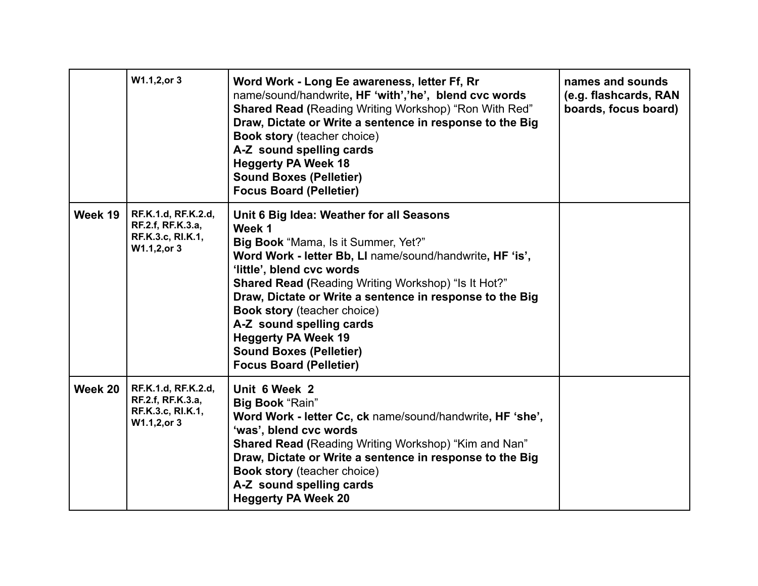| | | | |
|---|---|---|---|
| | W1.1,2,or 3 | **Word Work - Long Ee awareness, letter Ff, Rr** name/sound/handwrite**, HF 'with','he', blend cvc words**<br>**Shared Read (**Reading Writing Workshop) "Ron With Red"<br>**Draw, Dictate or Write a sentence in response to the Big Book story** (teacher choice)<br>**A-Z sound spelling cards**<br>**Heggerty PA Week 18**<br>**Sound Boxes (Pelletier)**<br>**Focus Board (Pelletier)** | **names and sounds (e.g. flashcards, RAN boards, focus board)** |
| **Week 19** | RF.K.1.d, RF.K.2.d, RF.2.f, RF.K.3.a, RF.K.3.c, RI.K.1, W1.1,2,or 3 | **Unit 6 Big Idea: Weather for all Seasons**<br>**Week 1**<br>**Big Book** "Mama, Is it Summer, Yet?"<br>**Word Work - letter Bb, Ll** name/sound/handwrite**, HF 'is', 'little', blend cvc words**<br>**Shared Read (**Reading Writing Workshop) "Is It Hot?"<br>**Draw, Dictate or Write a sentence in response to the Big Book story** (teacher choice)<br>**A-Z sound spelling cards**<br>**Heggerty PA Week 19**<br>**Sound Boxes (Pelletier)**<br>**Focus Board (Pelletier)** | |
| **Week 20** | RF.K.1.d, RF.K.2.d, RF.2.f, RF.K.3.a, RF.K.3.c, RI.K.1, W1.1,2,or 3 | **Unit 6 Week 2**<br>**Big Book** "Rain"<br>**Word Work - letter Cc, ck** name/sound/handwrite**, HF 'she', 'was', blend cvc words**<br>**Shared Read (**Reading Writing Workshop) "Kim and Nan"<br>**Draw, Dictate or Write a sentence in response to the Big Book story** (teacher choice)<br>**A-Z sound spelling cards**<br>**Heggerty PA Week 20** | |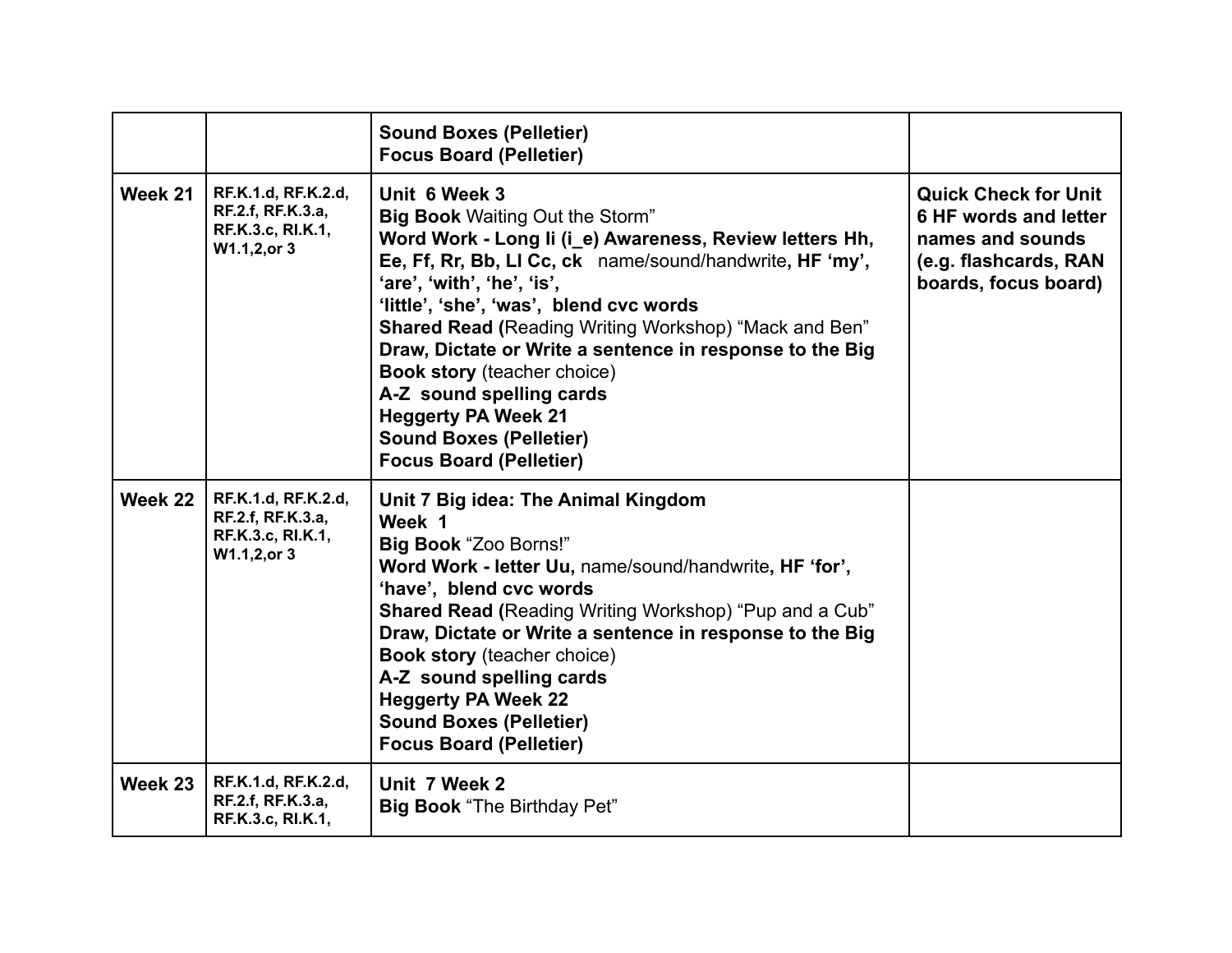| | | | |
|---|---|---|---|
| | | **Sound Boxes (Pelletier)**<br>**Focus Board (Pelletier)** | |
| **Week 21** | **RF.K.1.d, RF.K.2.d, RF.2.f, RF.K.3.a, RF.K.3.c, RI.K.1, W1.1,2,or 3** | **Unit 6 Week 3**<br>**Big Book** Waiting Out the Storm"<br>**Word Work - Long Ii (i_e) Awareness, Review letters Hh, Ee, Ff, Rr, Bb, Ll Cc, ck** name/sound/handwrite**, HF 'my', 'are', 'with', 'he', 'is', 'little', 'she', 'was', blend cvc words**<br>**Shared Read (**Reading Writing Workshop) "Mack and Ben"<br>**Draw, Dictate or Write a sentence in response to the Big Book story** (teacher choice)<br>**A-Z sound spelling cards**<br>**Heggerty PA Week 21**<br>**Sound Boxes (Pelletier)**<br>**Focus Board (Pelletier)** | **Quick Check for Unit 6 HF words and letter names and sounds (e.g. flashcards, RAN boards, focus board)** |
| **Week 22** | **RF.K.1.d, RF.K.2.d, RF.2.f, RF.K.3.a, RF.K.3.c, RI.K.1, W1.1,2,or 3** | **Unit 7 Big idea: The Animal Kingdom**<br>**Week 1**<br>**Big Book** "Zoo Borns!"<br>**Word Work - letter Uu,** name/sound/handwrite**, HF 'for', 'have', blend cvc words**<br>**Shared Read (**Reading Writing Workshop) "Pup and a Cub"<br>**Draw, Dictate or Write a sentence in response to the Big Book story** (teacher choice)<br>**A-Z sound spelling cards**<br>**Heggerty PA Week 22**<br>**Sound Boxes (Pelletier)**<br>**Focus Board (Pelletier)** | |
| **Week 23** | **RF.K.1.d, RF.K.2.d, RF.2.f, RF.K.3.a, RF.K.3.c, RI.K.1,** | **Unit 7 Week 2**<br>**Big Book** "The Birthday Pet" | |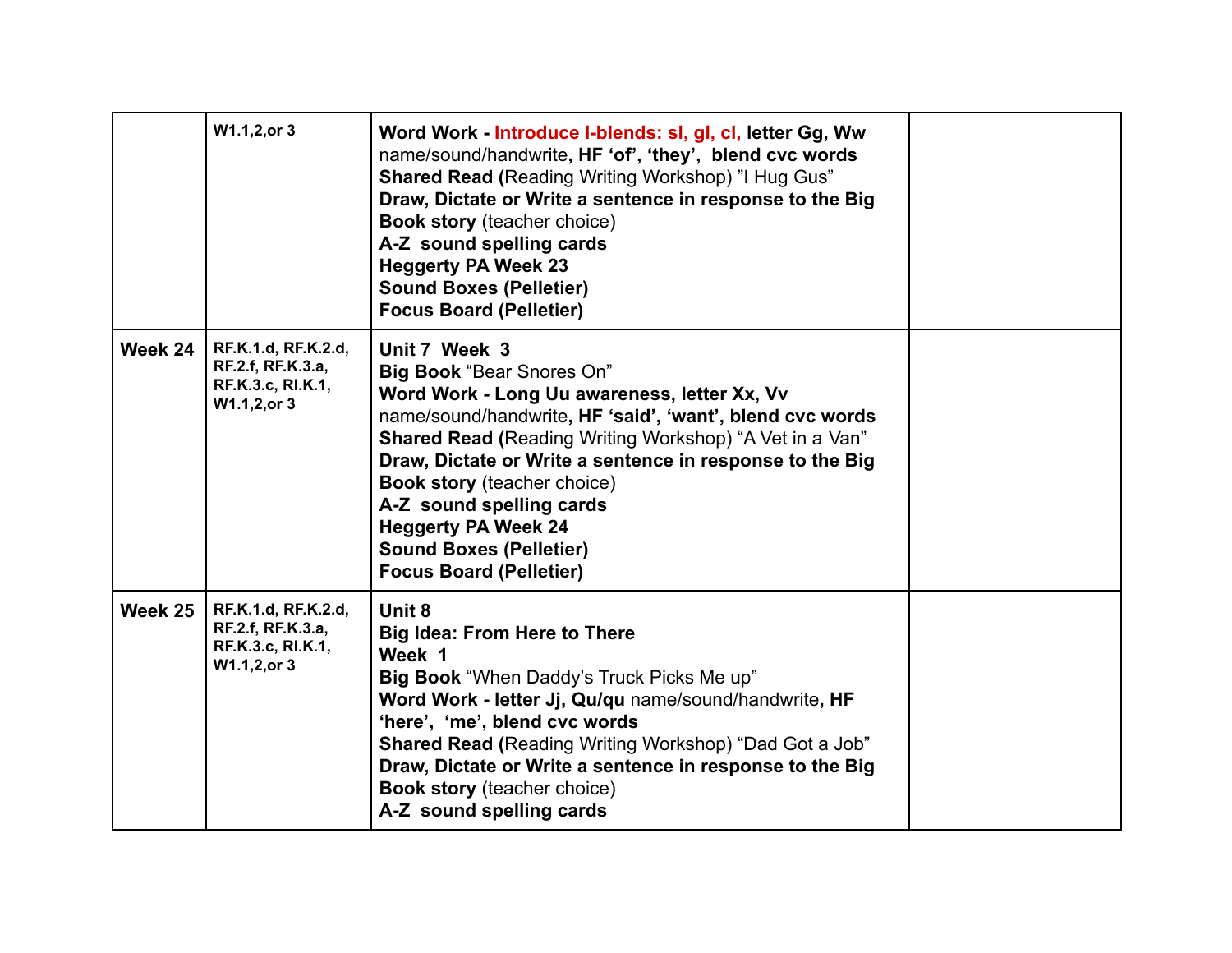| | | | |
|---|---|---|---|
| | W1.1,2,or 3 | **Word Work - Introduce l-blends: sl, gl, cl, letter Gg, Ww** name/sound/handwrite**, HF 'of', 'they', blend cvc words**<br>**Shared Read (**Reading Writing Workshop) "I Hug Gus"<br>**Draw, Dictate or Write a sentence in response to the Big Book story** (teacher choice)<br>**A-Z sound spelling cards**<br>**Heggerty PA Week 23**<br>**Sound Boxes (Pelletier)**<br>**Focus Board (Pelletier)** | |
| **Week 24** | RF.K.1.d, RF.K.2.d, RF.2.f, RF.K.3.a, RF.K.3.c, RI.K.1, W1.1,2,or 3 | **Unit 7 Week 3**<br>**Big Book** "Bear Snores On"<br>**Word Work - Long Uu awareness, letter Xx, Vv** name/sound/handwrite**, HF 'said', 'want', blend cvc words**<br>**Shared Read (**Reading Writing Workshop) "A Vet in a Van"<br>**Draw, Dictate or Write a sentence in response to the Big Book story** (teacher choice)<br>**A-Z sound spelling cards**<br>**Heggerty PA Week 24**<br>**Sound Boxes (Pelletier)**<br>**Focus Board (Pelletier)** | |
| **Week 25** | RF.K.1.d, RF.K.2.d, RF.2.f, RF.K.3.a, RF.K.3.c, RI.K.1, W1.1,2,or 3 | **Unit 8**<br>**Big Idea: From Here to There**<br>**Week 1**<br>**Big Book** "When Daddy's Truck Picks Me up"<br>**Word Work - letter Jj, Qu/qu** name/sound/handwrite**, HF 'here', 'me', blend cvc words**<br>**Shared Read (**Reading Writing Workshop) "Dad Got a Job"<br>**Draw, Dictate or Write a sentence in response to the Big Book story** (teacher choice)<br>**A-Z sound spelling cards** | |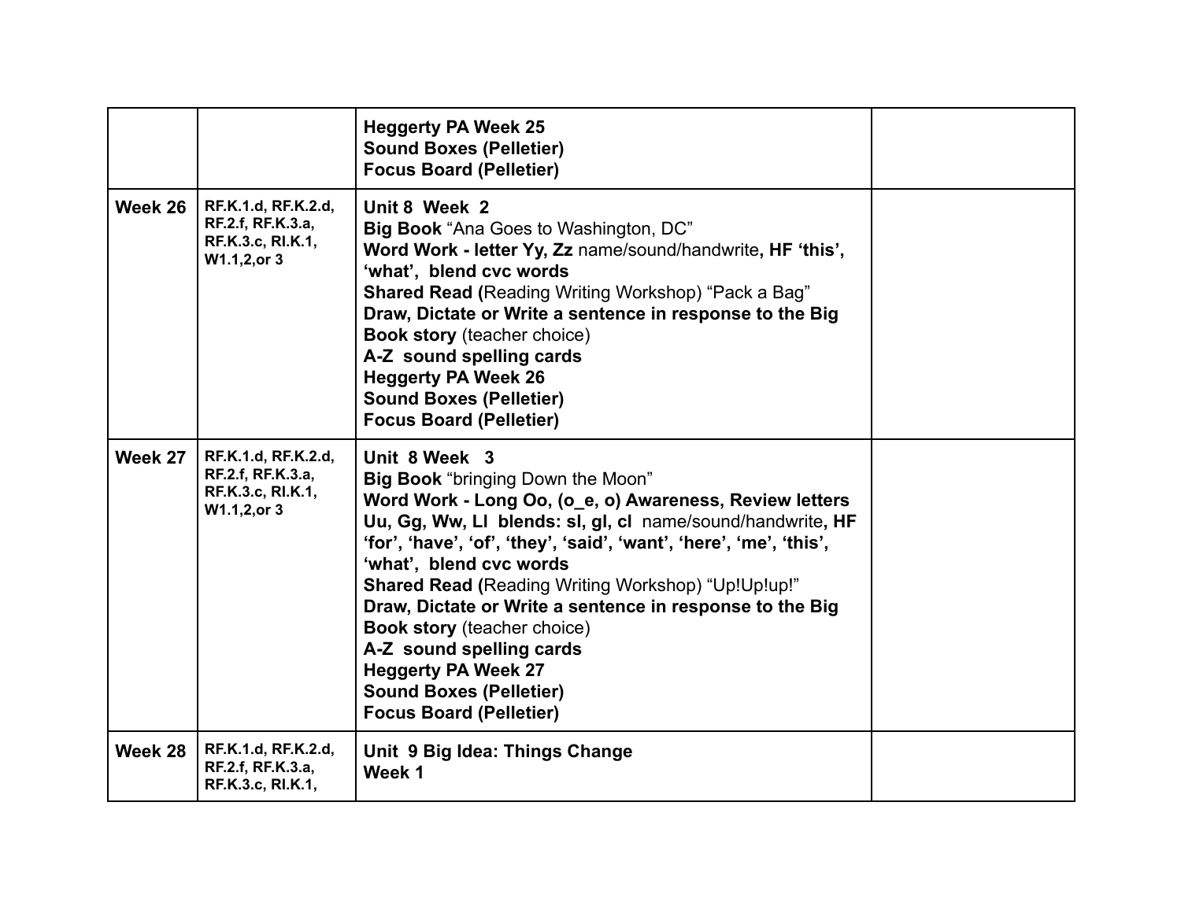| | | | |
|---|---|---|---|
| | | **Heggerty PA Week 25**<br>**Sound Boxes (Pelletier)**<br>**Focus Board (Pelletier)** | |
| **Week 26** | **RF.K.1.d, RF.K.2.d, RF.2.f, RF.K.3.a, RF.K.3.c, RI.K.1, W1.1,2,or 3** | **Unit 8 Week 2**<br>**Big Book** "Ana Goes to Washington, DC"<br>**Word Work - letter Yy, Zz** name/sound/handwrite**, HF 'this', 'what', blend cvc words**<br>**Shared Read (**Reading Writing Workshop) "Pack a Bag"<br>**Draw, Dictate or Write a sentence in response to the Big Book story** (teacher choice)<br>**A-Z sound spelling cards**<br>**Heggerty PA Week 26**<br>**Sound Boxes (Pelletier)**<br>**Focus Board (Pelletier)** | |
| **Week 27** | **RF.K.1.d, RF.K.2.d, RF.2.f, RF.K.3.a, RF.K.3.c, RI.K.1, W1.1,2,or 3** | **Unit 8 Week 3**<br>**Big Book** "bringing Down the Moon"<br>**Word Work - Long Oo, (o_e, o) Awareness, Review letters Uu, Gg, Ww, Ll blends: sl, gl, cl** name/sound/handwrite**, HF 'for', 'have', 'of', 'they', 'said', 'want', 'here', 'me', 'this', 'what', blend cvc words**<br>**Shared Read (**Reading Writing Workshop) "Up!Up!up!"<br>**Draw, Dictate or Write a sentence in response to the Big Book story** (teacher choice)<br>**A-Z sound spelling cards**<br>**Heggerty PA Week 27**<br>**Sound Boxes (Pelletier)**<br>**Focus Board (Pelletier)** | |
| **Week 28** | **RF.K.1.d, RF.K.2.d, RF.2.f, RF.K.3.a, RF.K.3.c, RI.K.1,** | **Unit 9 Big Idea: Things Change**<br>**Week 1** | |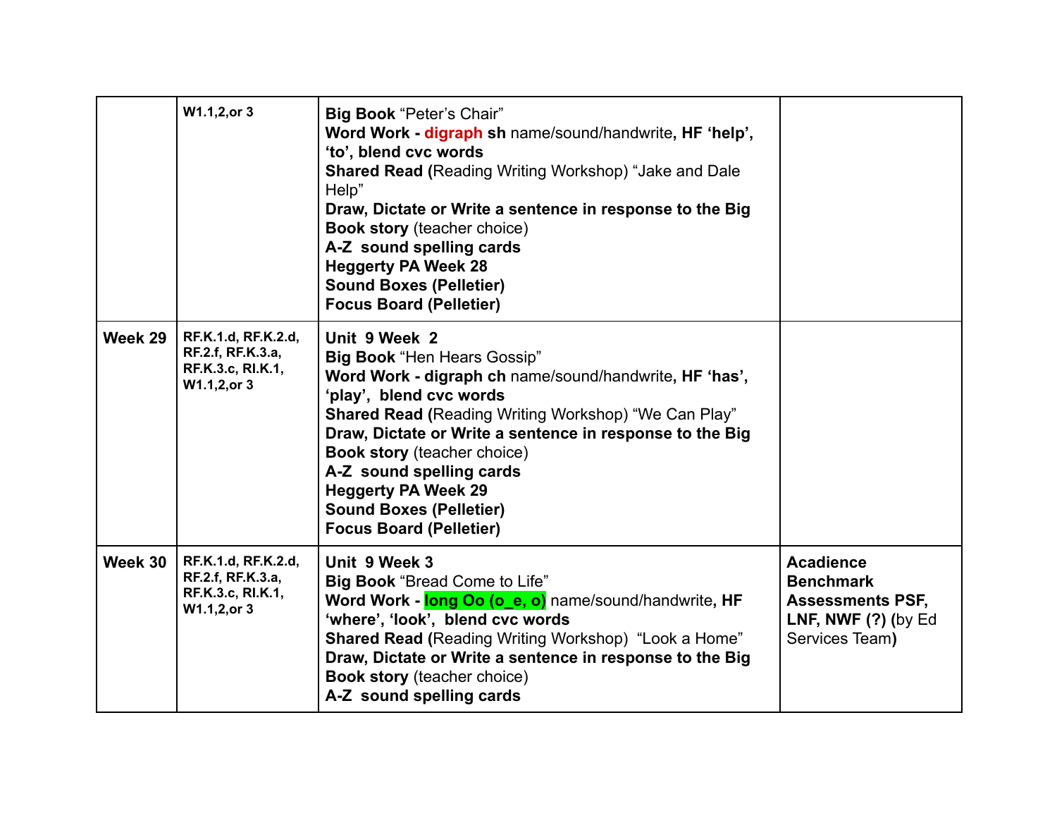| | | | |
|---|---|---|---|
| | W1.1,2,or 3 | **Big Book** “Peter’s Chair”<br>**Word Work - digraph sh** name/sound/handwrite**, HF ‘help’, ‘to’, blend cvc words**<br>**Shared Read (**Reading Writing Workshop) “Jake and Dale Help”<br>**Draw, Dictate or Write a sentence in response to the Big Book story** (teacher choice)<br>**A-Z sound spelling cards**<br>**Heggerty PA Week 28**<br>**Sound Boxes (Pelletier)**<br>**Focus Board (Pelletier)** | |
| **Week 29** | RF.K.1.d, RF.K.2.d, RF.2.f, RF.K.3.a, RF.K.3.c, RI.K.1, W1.1,2,or 3 | **Unit 9 Week 2**<br>**Big Book** “Hen Hears Gossip”<br>**Word Work - digraph ch** name/sound/handwrite**, HF ‘has’, ‘play’, blend cvc words**<br>**Shared Read (**Reading Writing Workshop) “We Can Play”<br>**Draw, Dictate or Write a sentence in response to the Big Book story** (teacher choice)<br>**A-Z sound spelling cards**<br>**Heggerty PA Week 29**<br>**Sound Boxes (Pelletier)**<br>**Focus Board (Pelletier)** | |
| **Week 30** | RF.K.1.d, RF.K.2.d, RF.2.f, RF.K.3.a, RF.K.3.c, RI.K.1, W1.1,2,or 3 | **Unit 9 Week 3**<br>**Big Book** “Bread Come to Life”<br>**Word Work - long Oo (o_e, o)** name/sound/handwrite**, HF ‘where’, ‘look’, blend cvc words**<br>**Shared Read (**Reading Writing Workshop) “Look a Home”<br>**Draw, Dictate or Write a sentence in response to the Big Book story** (teacher choice)<br>**A-Z sound spelling cards** | **Acadience Benchmark Assessments PSF, LNF, NWF (?) (**by Ed Services Team**)** |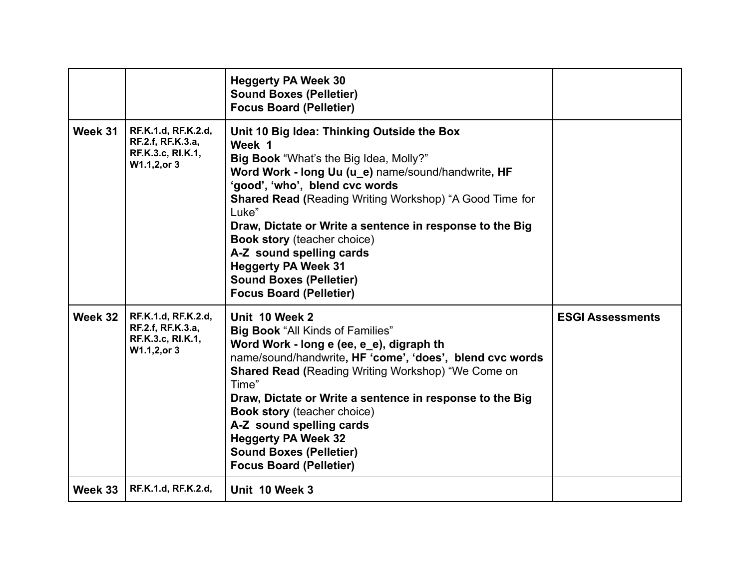| | | | |
|---|---|---|---|
| | | **Heggerty PA Week 30**<br>**Sound Boxes (Pelletier)**<br>**Focus Board (Pelletier)** | |
| **Week 31** | **RF.K.1.d, RF.K.2.d, RF.2.f, RF.K.3.a, RF.K.3.c, RI.K.1, W1.1,2,or 3** | **Unit 10 Big Idea: Thinking Outside the Box**<br>**Week 1**<br>**Big Book** "What's the Big Idea, Molly?"<br>**Word Work - long Uu (u_e)** name/sound/handwrite**, HF 'good', 'who', blend cvc words**<br>**Shared Read (**Reading Writing Workshop) "A Good Time for Luke"<br>**Draw, Dictate or Write a sentence in response to the Big Book story** (teacher choice)<br>**A-Z sound spelling cards**<br>**Heggerty PA Week 31**<br>**Sound Boxes (Pelletier)**<br>**Focus Board (Pelletier)** | |
| **Week 32** | **RF.K.1.d, RF.K.2.d, RF.2.f, RF.K.3.a, RF.K.3.c, RI.K.1, W1.1,2,or 3** | **Unit 10 Week 2**<br>**Big Book** "All Kinds of Families"<br>**Word Work - long e (ee, e_e), digraph th** name/sound/handwrite**, HF 'come', 'does', blend cvc words**<br>**Shared Read (**Reading Writing Workshop) "We Come on Time"<br>**Draw, Dictate or Write a sentence in response to the Big Book story** (teacher choice)<br>**A-Z sound spelling cards**<br>**Heggerty PA Week 32**<br>**Sound Boxes (Pelletier)**<br>**Focus Board (Pelletier)** | **ESGI Assessments** |
| **Week 33** | **RF.K.1.d, RF.K.2.d,** | **Unit 10 Week 3** | |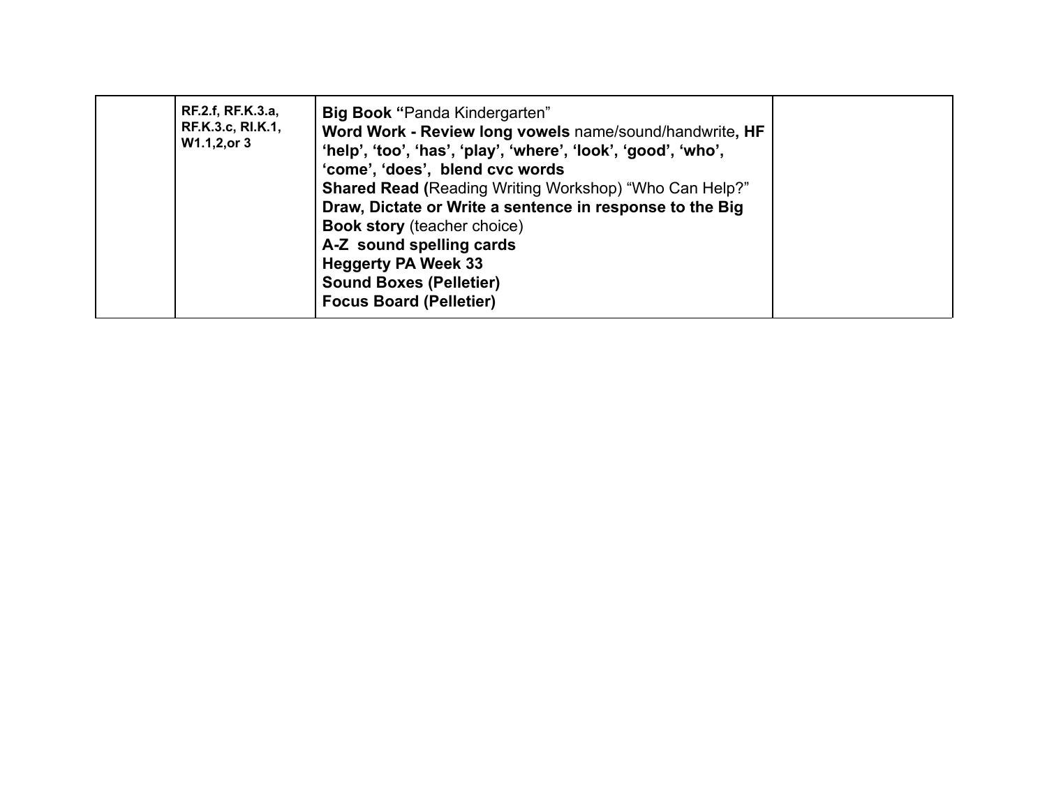| | | | |
|---|---|---|---|
| | **RF.2.f, RF.K.3.a, RF.K.3.c, RI.K.1, W1.1,2,or 3** | **Big Book "**Panda Kindergarten"<br>**Word Work - Review long vowels** name/sound/handwrite**, HF 'help', 'too', 'has', 'play', 'where', 'look', 'good', 'who', 'come', 'does', blend cvc words**<br>**Shared Read (**Reading Writing Workshop) "Who Can Help?"<br>**Draw, Dictate or Write a sentence in response to the Big Book story** (teacher choice)<br>**A-Z sound spelling cards**<br>**Heggerty PA Week 33**<br>**Sound Boxes (Pelletier)**<br>**Focus Board (Pelletier)** | |